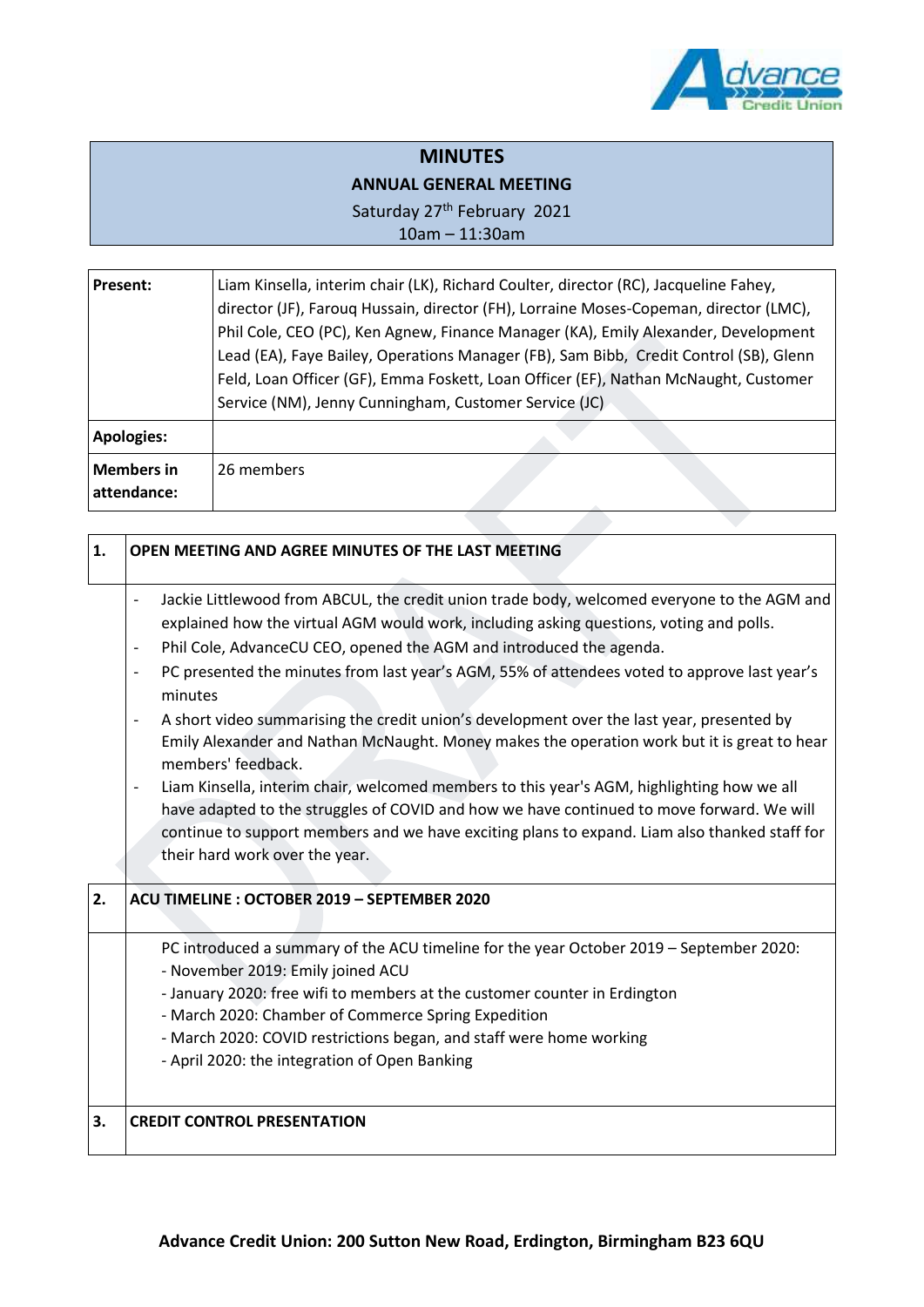# MINUTES

## ANNUAL GENERAL MEETING

Saturday 27th February 2021

10am – 11:30am

| | |
|---|---|
| **Present:** | Liam Kinsella, interim chair (LK), Richard Coulter, director (RC), Jacqueline Fahey, director (JF), Farouq Hussain, director (FH), Lorraine Moses-Copeman, director (LMC), Phil Cole, CEO (PC), Ken Agnew, Finance Manager (KA), Emily Alexander, Development Lead (EA), Faye Bailey, Operations Manager (FB), Sam Bibb, Credit Control (SB), Glenn Feld, Loan Officer (GF), Emma Foskett, Loan Officer (EF), Nathan McNaught, Customer Service (NM), Jenny Cunningham, Customer Service (JC) |
| **Apologies:** | |
| **Members in attendance:** | 26 members |

### 1. OPEN MEETING AND AGREE MINUTES OF THE LAST MEETING

- Jackie Littlewood from ABCUL, the credit union trade body, welcomed everyone to the AGM and explained how the virtual AGM would work, including asking questions, voting and polls.
- Phil Cole, AdvanceCU CEO, opened the AGM and introduced the agenda.
- PC presented the minutes from last year's AGM, 55% of attendees voted to approve last year's minutes
- A short video summarising the credit union's development over the last year, presented by Emily Alexander and Nathan McNaught. Money makes the operation work but it is great to hear members' feedback.
- Liam Kinsella, interim chair, welcomed members to this year's AGM, highlighting how we all have adapted to the struggles of COVID and how we have continued to move forward. We will continue to support members and we have exciting plans to expand. Liam also thanked staff for their hard work over the year.

### 2. ACU TIMELINE : OCTOBER 2019 – SEPTEMBER 2020

PC introduced a summary of the ACU timeline for the year October 2019 – September 2020:

- November 2019: Emily joined ACU
- January 2020: free wifi to members at the customer counter in Erdington
- March 2020: Chamber of Commerce Spring Expedition
- March 2020: COVID restrictions began, and staff were home working
- April 2020: the integration of Open Banking

### 3. CREDIT CONTROL PRESENTATION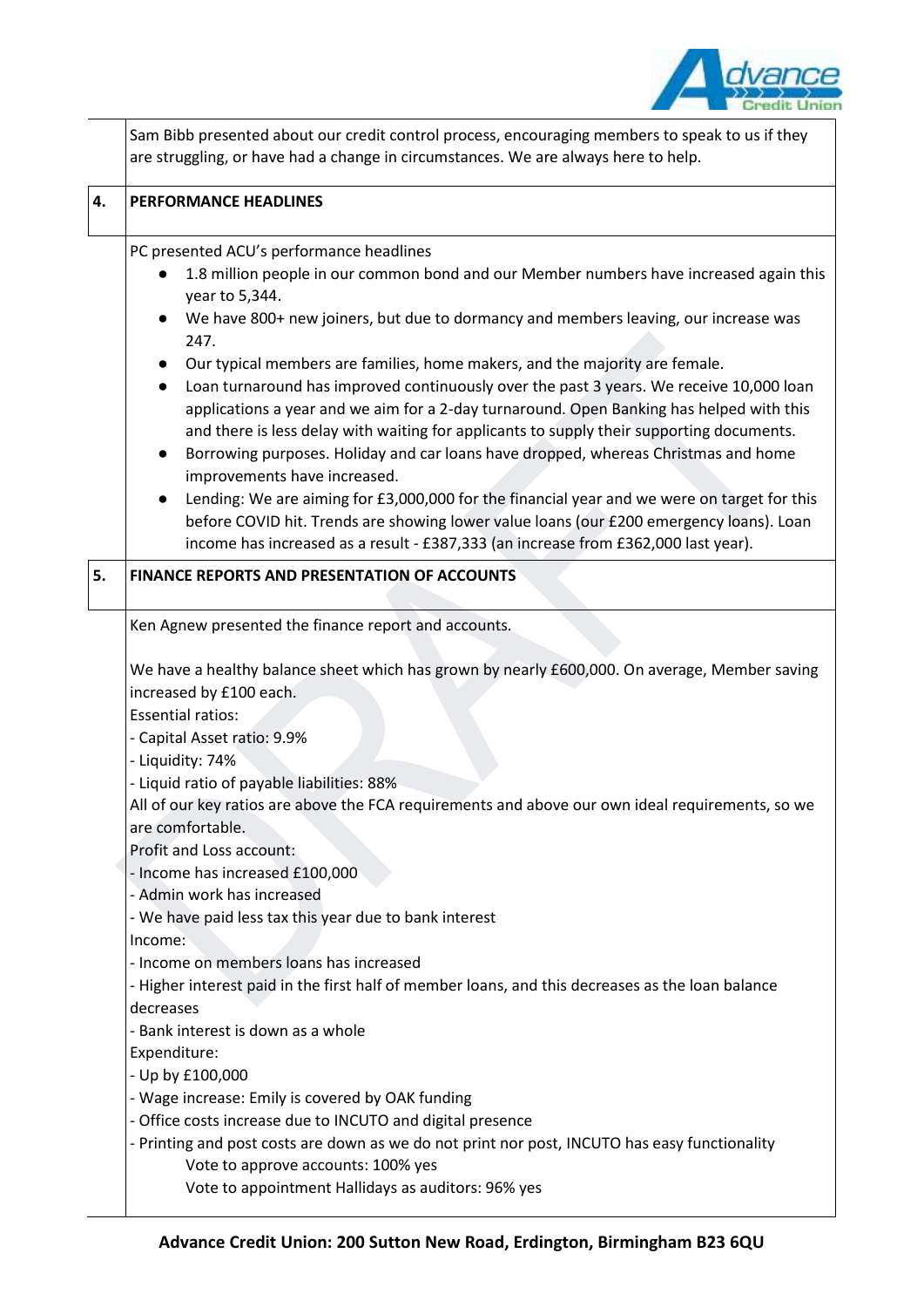Sam Bibb presented about our credit control process, encouraging members to speak to us if they are struggling, or have had a change in circumstances. We are always here to help.

## 4. PERFORMANCE HEADLINES

PC presented ACU's performance headlines

- 1.8 million people in our common bond and our Member numbers have increased again this year to 5,344.
- We have 800+ new joiners, but due to dormancy and members leaving, our increase was 247.
- Our typical members are families, home makers, and the majority are female.
- Loan turnaround has improved continuously over the past 3 years. We receive 10,000 loan applications a year and we aim for a 2-day turnaround. Open Banking has helped with this and there is less delay with waiting for applicants to supply their supporting documents.
- Borrowing purposes. Holiday and car loans have dropped, whereas Christmas and home improvements have increased.
- Lending: We are aiming for £3,000,000 for the financial year and we were on target for this before COVID hit. Trends are showing lower value loans (our £200 emergency loans). Loan income has increased as a result - £387,333 (an increase from £362,000 last year).

## 5. FINANCE REPORTS AND PRESENTATION OF ACCOUNTS

Ken Agnew presented the finance report and accounts.

We have a healthy balance sheet which has grown by nearly £600,000. On average, Member saving increased by £100 each.

Essential ratios:
- Capital Asset ratio: 9.9%
- Liquidity: 74%
- Liquid ratio of payable liabilities: 88%

All of our key ratios are above the FCA requirements and above our own ideal requirements, so we are comfortable.

Profit and Loss account:
- Income has increased £100,000
- Admin work has increased
- We have paid less tax this year due to bank interest

Income:
- Income on members loans has increased
- Higher interest paid in the first half of member loans, and this decreases as the loan balance decreases
- Bank interest is down as a whole

Expenditure:
- Up by £100,000
- Wage increase: Emily is covered by OAK funding
- Office costs increase due to INCUTO and digital presence
- Printing and post costs are down as we do not print nor post, INCUTO has easy functionality

Vote to approve accounts: 100% yes

Vote to appointment Hallidays as auditors: 96% yes

**Advance Credit Union: 200 Sutton New Road, Erdington, Birmingham B23 6QU**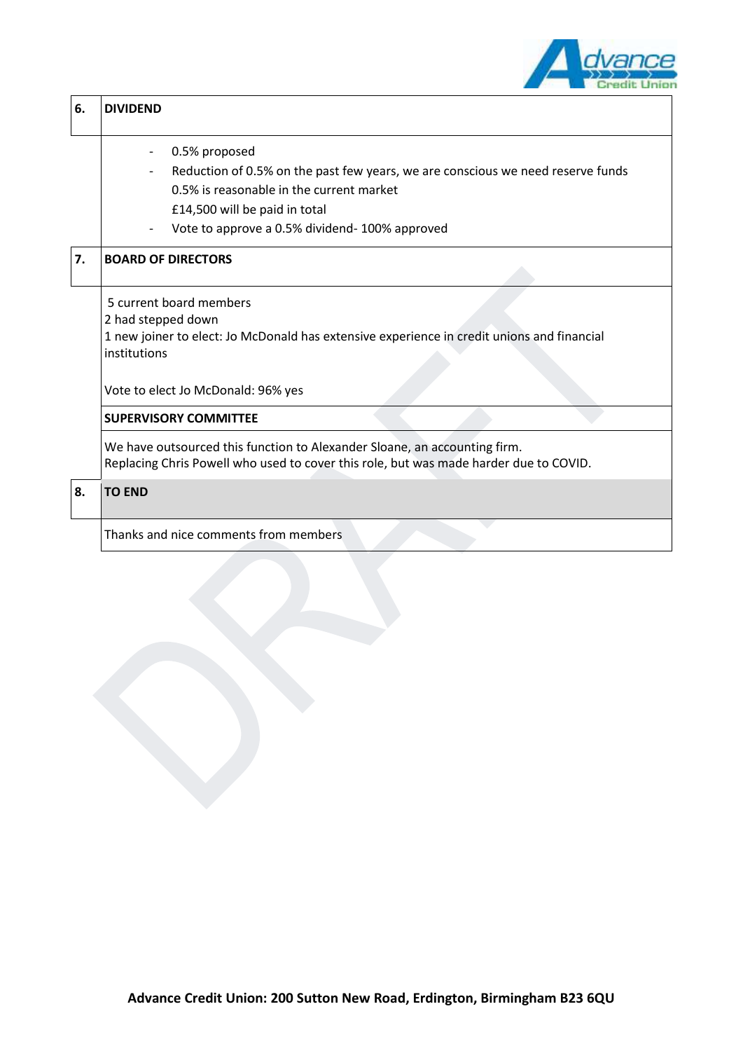| | |
|---|---|
| **6.** | **DIVIDEND** |
| | - 0.5% proposed<br>- Reduction of 0.5% on the past few years, we are conscious we need reserve funds 0.5% is reasonable in the current market £14,500 will be paid in total<br>- Vote to approve a 0.5% dividend- 100% approved |
| **7.** | **BOARD OF DIRECTORS** |
| | 5 current board members<br>2 had stepped down<br>1 new joiner to elect: Jo McDonald has extensive experience in credit unions and financial institutions<br><br>Vote to elect Jo McDonald: 96% yes |
| | **SUPERVISORY COMMITTEE** |
| | We have outsourced this function to Alexander Sloane, an accounting firm.<br>Replacing Chris Powell who used to cover this role, but was made harder due to COVID. |
| **8.** | **TO END** |
| | Thanks and nice comments from members |

**Advance Credit Union: 200 Sutton New Road, Erdington, Birmingham B23 6QU**